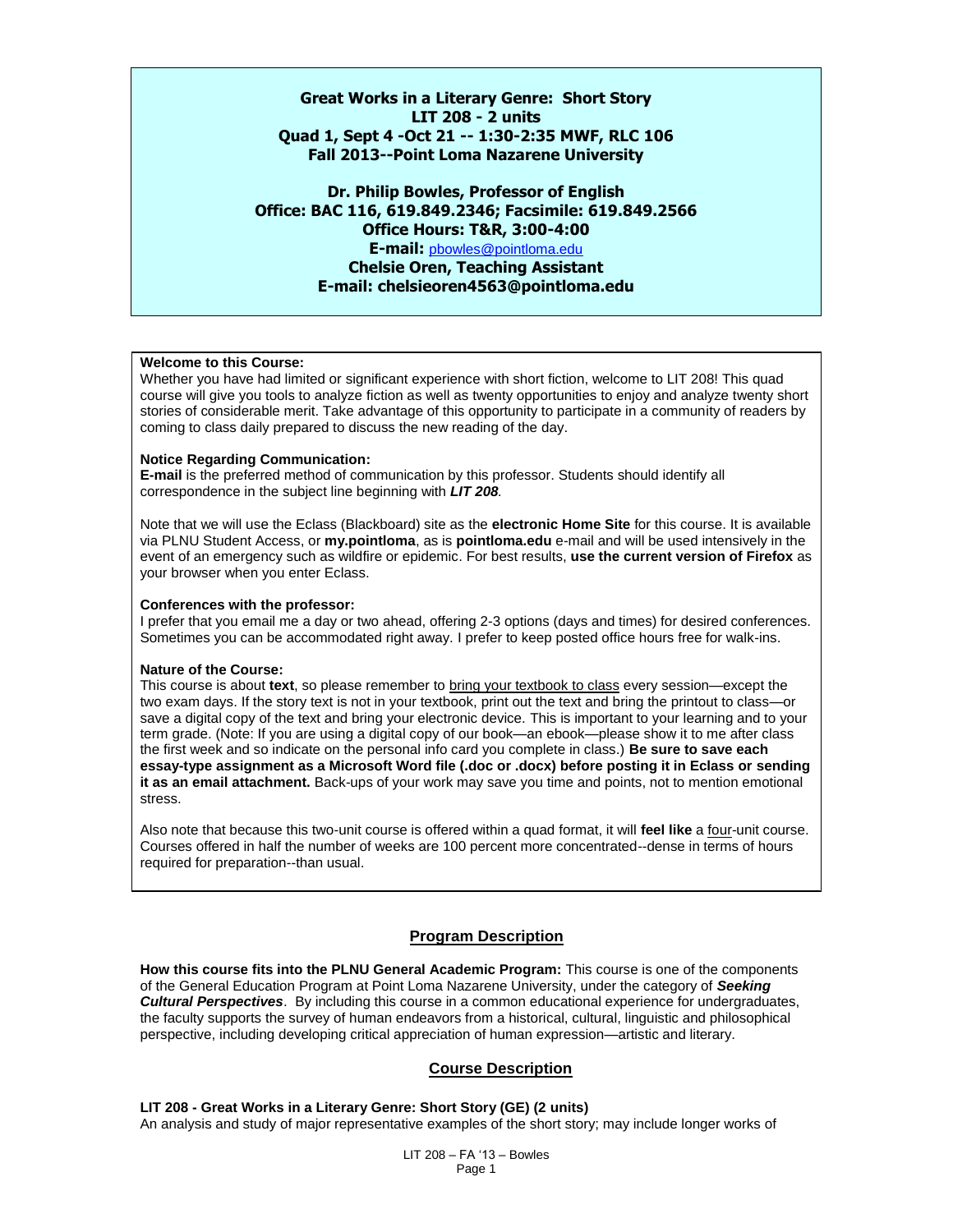**Great Works in a Literary Genre: Short Story**
**LIT 208 - 2 units**
**Quad 1, Sept 4 -Oct 21 -- 1:30-2:35 MWF, RLC 106**
**Fall 2013--Point Loma Nazarene University**

**Dr. Philip Bowles, Professor of English**
**Office: BAC 116, 619.849.2346; Facsimile: 619.849.2566**
**Office Hours: T&R, 3:00-4:00**
**E-mail:** pbowles@pointloma.edu
**Chelsie Oren, Teaching Assistant**
**E-mail: chelsieoren4563@pointloma.edu**

**Welcome to this Course:**
Whether you have had limited or significant experience with short fiction, welcome to LIT 208! This quad course will give you tools to analyze fiction as well as twenty opportunities to enjoy and analyze twenty short stories of considerable merit. Take advantage of this opportunity to participate in a community of readers by coming to class daily prepared to discuss the new reading of the day.

**Notice Regarding Communication:**
**E-mail** is the preferred method of communication by this professor. Students should identify all correspondence in the subject line beginning with ***LIT 208***.

Note that we will use the Eclass (Blackboard) site as the **electronic Home Site** for this course. It is available via PLNU Student Access, or **my.pointloma**, as is **pointloma.edu** e-mail and will be used intensively in the event of an emergency such as wildfire or epidemic. For best results, **use the current version of Firefox** as your browser when you enter Eclass.

**Conferences with the professor:**
I prefer that you email me a day or two ahead, offering 2-3 options (days and times) for desired conferences. Sometimes you can be accommodated right away. I prefer to keep posted office hours free for walk-ins.

**Nature of the Course:**
This course is about **text**, so please remember to bring your textbook to class every session—except the two exam days. If the story text is not in your textbook, print out the text and bring the printout to class—or save a digital copy of the text and bring your electronic device. This is important to your learning and to your term grade. (Note: If you are using a digital copy of our book—an ebook—please show it to me after class the first week and so indicate on the personal info card you complete in class.) **Be sure to save each essay-type assignment as a Microsoft Word file (.doc or .docx) before posting it in Eclass or sending it as an email attachment.** Back-ups of your work may save you time and points, not to mention emotional stress.

Also note that because this two-unit course is offered within a quad format, it will **feel like** a four-unit course. Courses offered in half the number of weeks are 100 percent more concentrated--dense in terms of hours required for preparation--than usual.

## Program Description

**How this course fits into the PLNU General Academic Program:** This course is one of the components of the General Education Program at Point Loma Nazarene University, under the category of ***Seeking Cultural Perspectives***. By including this course in a common educational experience for undergraduates, the faculty supports the survey of human endeavors from a historical, cultural, linguistic and philosophical perspective, including developing critical appreciation of human expression—artistic and literary.

## Course Description

**LIT 208 - Great Works in a Literary Genre: Short Story (GE) (2 units)**
An analysis and study of major representative examples of the short story; may include longer works of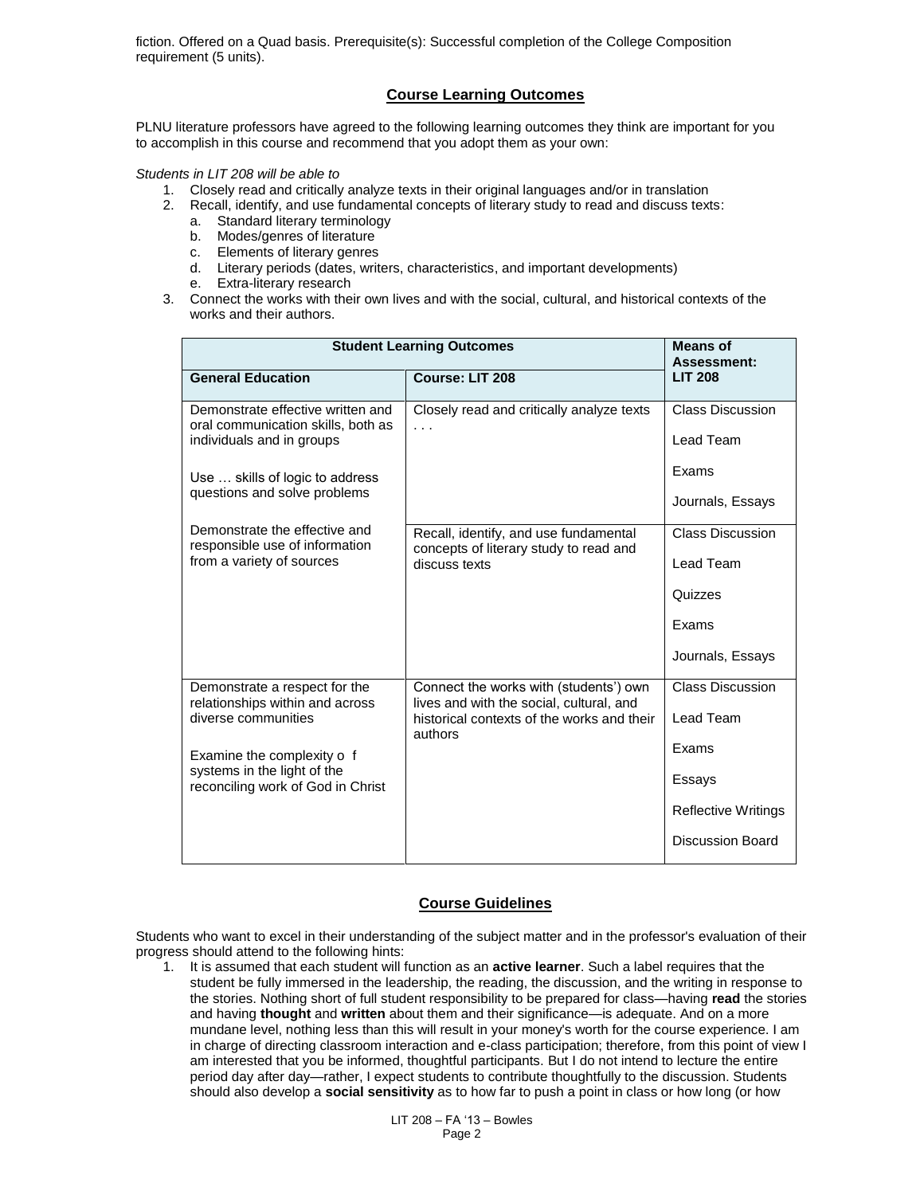fiction. Offered on a Quad basis. Prerequisite(s): Successful completion of the College Composition requirement (5 units).

## Course Learning Outcomes

PLNU literature professors have agreed to the following learning outcomes they think are important for you to accomplish in this course and recommend that you adopt them as your own:

*Students in LIT 208 will be able to*

1. Closely read and critically analyze texts in their original languages and/or in translation
2. Recall, identify, and use fundamental concepts of literary study to read and discuss texts:
   a. Standard literary terminology
   b. Modes/genres of literature
   c. Elements of literary genres
   d. Literary periods (dates, writers, characteristics, and important developments)
   e. Extra-literary research
3. Connect the works with their own lives and with the social, cultural, and historical contexts of the works and their authors.

| Student Learning Outcomes | | Means of Assessment: |
|---|---|---|
| **General Education** | **Course: LIT 208** | **LIT 208** |
| Demonstrate effective written and oral communication skills, both as individuals and in groups<br><br>Use … skills of logic to address questions and solve problems | Closely read and critically analyze texts . . . | Class Discussion<br><br>Lead Team<br><br>Exams<br><br>Journals, Essays |
| Demonstrate the effective and responsible use of information from a variety of sources | Recall, identify, and use fundamental concepts of literary study to read and discuss texts | Class Discussion<br><br>Lead Team<br><br>Quizzes<br><br>Exams<br><br>Journals, Essays |
| Demonstrate a respect for the relationships within and across diverse communities<br><br>Examine the complexity o f systems in the light of the reconciling work of God in Christ | Connect the works with (students') own lives and with the social, cultural, and historical contexts of the works and their authors | Class Discussion<br><br>Lead Team<br><br>Exams<br><br>Essays<br><br>Reflective Writings<br><br>Discussion Board |

## Course Guidelines

Students who want to excel in their understanding of the subject matter and in the professor's evaluation of their progress should attend to the following hints:

1. It is assumed that each student will function as an **active learner**. Such a label requires that the student be fully immersed in the leadership, the reading, the discussion, and the writing in response to the stories. Nothing short of full student responsibility to be prepared for class—having **read** the stories and having **thought** and **written** about them and their significance—is adequate. And on a more mundane level, nothing less than this will result in your money's worth for the course experience. I am in charge of directing classroom interaction and e-class participation; therefore, from this point of view I am interested that you be informed, thoughtful participants. But I do not intend to lecture the entire period day after day—rather, I expect students to contribute thoughtfully to the discussion. Students should also develop a **social sensitivity** as to how far to push a point in class or how long (or how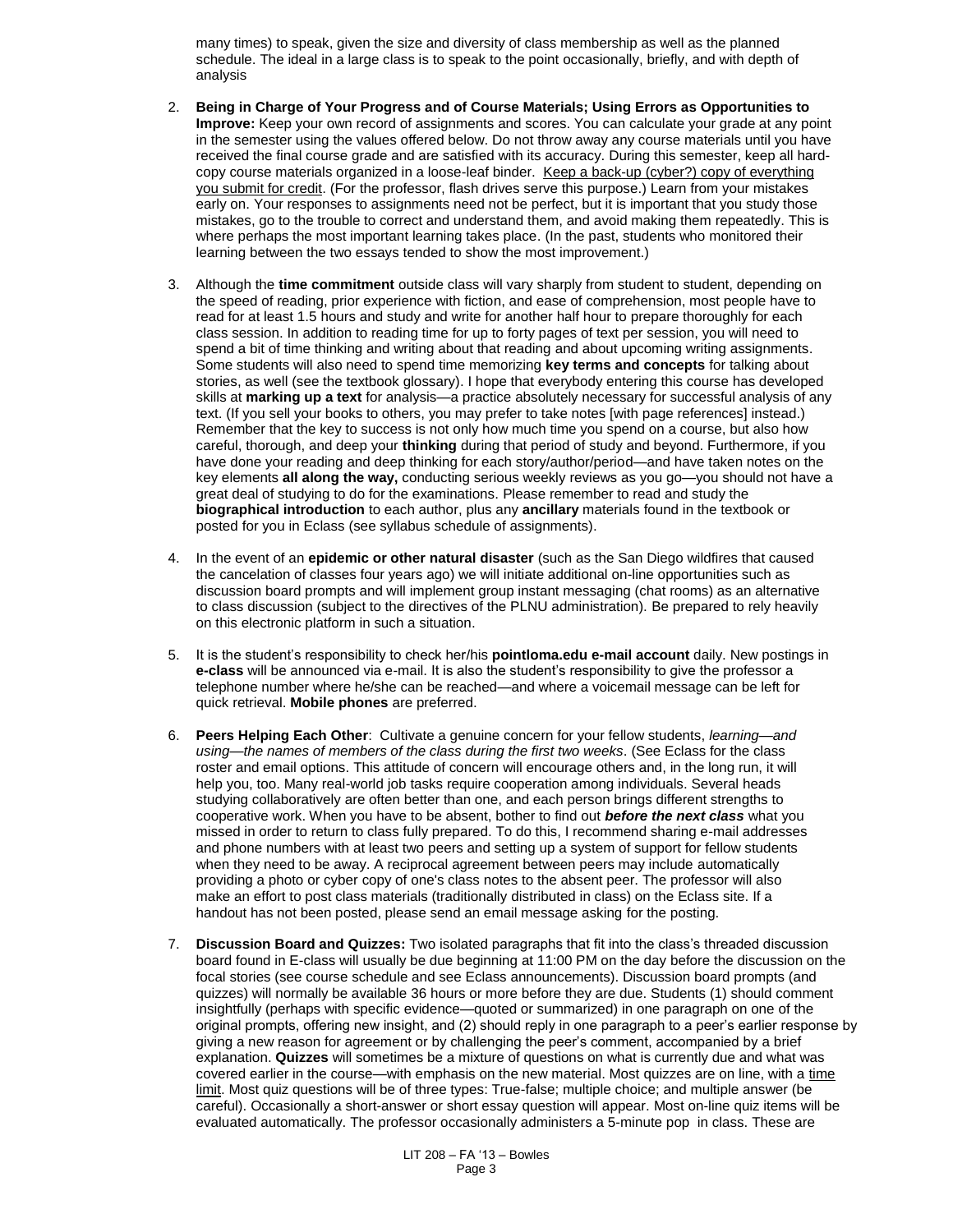many times) to speak, given the size and diversity of class membership as well as the planned schedule. The ideal in a large class is to speak to the point occasionally, briefly, and with depth of analysis

2. **Being in Charge of Your Progress and of Course Materials; Using Errors as Opportunities to Improve:** Keep your own record of assignments and scores. You can calculate your grade at any point in the semester using the values offered below. Do not throw away any course materials until you have received the final course grade and are satisfied with its accuracy. During this semester, keep all hard-copy course materials organized in a loose-leaf binder. Keep a back-up (cyber?) copy of everything you submit for credit. (For the professor, flash drives serve this purpose.) Learn from your mistakes early on. Your responses to assignments need not be perfect, but it is important that you study those mistakes, go to the trouble to correct and understand them, and avoid making them repeatedly. This is where perhaps the most important learning takes place. (In the past, students who monitored their learning between the two essays tended to show the most improvement.)

3. Although the **time commitment** outside class will vary sharply from student to student, depending on the speed of reading, prior experience with fiction, and ease of comprehension, most people have to read for at least 1.5 hours and study and write for another half hour to prepare thoroughly for each class session. In addition to reading time for up to forty pages of text per session, you will need to spend a bit of time thinking and writing about that reading and about upcoming writing assignments. Some students will also need to spend time memorizing **key terms and concepts** for talking about stories, as well (see the textbook glossary). I hope that everybody entering this course has developed skills at **marking up a text** for analysis—a practice absolutely necessary for successful analysis of any text. (If you sell your books to others, you may prefer to take notes [with page references] instead.) Remember that the key to success is not only how much time you spend on a course, but also how careful, thorough, and deep your **thinking** during that period of study and beyond. Furthermore, if you have done your reading and deep thinking for each story/author/period—and have taken notes on the key elements **all along the way,** conducting serious weekly reviews as you go—you should not have a great deal of studying to do for the examinations. Please remember to read and study the **biographical introduction** to each author, plus any **ancillary** materials found in the textbook or posted for you in Eclass (see syllabus schedule of assignments).

4. In the event of an **epidemic or other natural disaster** (such as the San Diego wildfires that caused the cancelation of classes four years ago) we will initiate additional on-line opportunities such as discussion board prompts and will implement group instant messaging (chat rooms) as an alternative to class discussion (subject to the directives of the PLNU administration). Be prepared to rely heavily on this electronic platform in such a situation.

5. It is the student's responsibility to check her/his **pointloma.edu e-mail account** daily. New postings in **e-class** will be announced via e-mail. It is also the student's responsibility to give the professor a telephone number where he/she can be reached—and where a voicemail message can be left for quick retrieval. **Mobile phones** are preferred.

6. **Peers Helping Each Other**: Cultivate a genuine concern for your fellow students, *learning—and using—the names of members of the class during the first two weeks*. (See Eclass for the class roster and email options. This attitude of concern will encourage others and, in the long run, it will help you, too. Many real-world job tasks require cooperation among individuals. Several heads studying collaboratively are often better than one, and each person brings different strengths to cooperative work. When you have to be absent, bother to find out ***before the next class*** what you missed in order to return to class fully prepared. To do this, I recommend sharing e-mail addresses and phone numbers with at least two peers and setting up a system of support for fellow students when they need to be away. A reciprocal agreement between peers may include automatically providing a photo or cyber copy of one's class notes to the absent peer. The professor will also make an effort to post class materials (traditionally distributed in class) on the Eclass site. If a handout has not been posted, please send an email message asking for the posting.

7. **Discussion Board and Quizzes:** Two isolated paragraphs that fit into the class's threaded discussion board found in E-class will usually be due beginning at 11:00 PM on the day before the discussion on the focal stories (see course schedule and see Eclass announcements). Discussion board prompts (and quizzes) will normally be available 36 hours or more before they are due. Students (1) should comment insightfully (perhaps with specific evidence—quoted or summarized) in one paragraph on one of the original prompts, offering new insight, and (2) should reply in one paragraph to a peer's earlier response by giving a new reason for agreement or by challenging the peer's comment, accompanied by a brief explanation. **Quizzes** will sometimes be a mixture of questions on what is currently due and what was covered earlier in the course—with emphasis on the new material. Most quizzes are on line, with a time limit. Most quiz questions will be of three types: True-false; multiple choice; and multiple answer (be careful). Occasionally a short-answer or short essay question will appear. Most on-line quiz items will be evaluated automatically. The professor occasionally administers a 5-minute pop in class. These are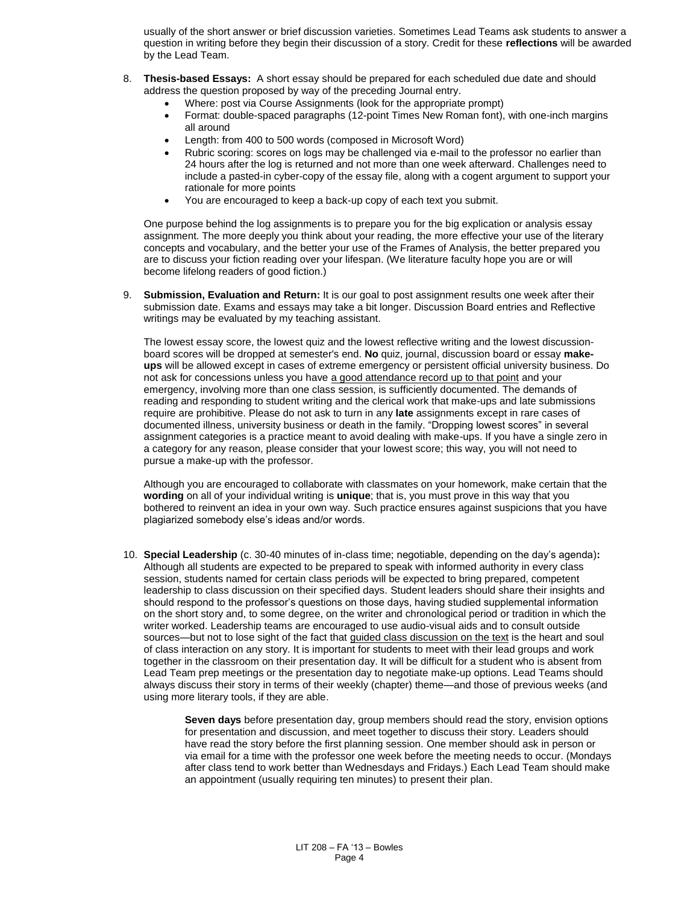usually of the short answer or brief discussion varieties. Sometimes Lead Teams ask students to answer a question in writing before they begin their discussion of a story. Credit for these **reflections** will be awarded by the Lead Team.

8. **Thesis-based Essays:** A short essay should be prepared for each scheduled due date and should address the question proposed by way of the preceding Journal entry.
   - Where: post via Course Assignments (look for the appropriate prompt)
   - Format: double-spaced paragraphs (12-point Times New Roman font), with one-inch margins all around
   - Length: from 400 to 500 words (composed in Microsoft Word)
   - Rubric scoring: scores on logs may be challenged via e-mail to the professor no earlier than 24 hours after the log is returned and not more than one week afterward. Challenges need to include a pasted-in cyber-copy of the essay file, along with a cogent argument to support your rationale for more points
   - You are encouraged to keep a back-up copy of each text you submit.

   One purpose behind the log assignments is to prepare you for the big explication or analysis essay assignment. The more deeply you think about your reading, the more effective your use of the literary concepts and vocabulary, and the better your use of the Frames of Analysis, the better prepared you are to discuss your fiction reading over your lifespan. (We literature faculty hope you are or will become lifelong readers of good fiction.)

9. **Submission, Evaluation and Return:** It is our goal to post assignment results one week after their submission date. Exams and essays may take a bit longer. Discussion Board entries and Reflective writings may be evaluated by my teaching assistant.

   The lowest essay score, the lowest quiz and the lowest reflective writing and the lowest discussion-board scores will be dropped at semester's end. **No** quiz, journal, discussion board or essay **make-ups** will be allowed except in cases of extreme emergency or persistent official university business. Do not ask for concessions unless you have a good attendance record up to that point and your emergency, involving more than one class session, is sufficiently documented. The demands of reading and responding to student writing and the clerical work that make-ups and late submissions require are prohibitive. Please do not ask to turn in any **late** assignments except in rare cases of documented illness, university business or death in the family. "Dropping lowest scores" in several assignment categories is a practice meant to avoid dealing with make-ups. If you have a single zero in a category for any reason, please consider that your lowest score; this way, you will not need to pursue a make-up with the professor.

   Although you are encouraged to collaborate with classmates on your homework, make certain that the **wording** on all of your individual writing is **unique**; that is, you must prove in this way that you bothered to reinvent an idea in your own way. Such practice ensures against suspicions that you have plagiarized somebody else's ideas and/or words.

10. **Special Leadership** (c. 30-40 minutes of in-class time; negotiable, depending on the day's agenda)**:** Although all students are expected to be prepared to speak with informed authority in every class session, students named for certain class periods will be expected to bring prepared, competent leadership to class discussion on their specified days. Student leaders should share their insights and should respond to the professor's questions on those days, having studied supplemental information on the short story and, to some degree, on the writer and chronological period or tradition in which the writer worked. Leadership teams are encouraged to use audio-visual aids and to consult outside sources—but not to lose sight of the fact that guided class discussion on the text is the heart and soul of class interaction on any story. It is important for students to meet with their lead groups and work together in the classroom on their presentation day. It will be difficult for a student who is absent from Lead Team prep meetings or the presentation day to negotiate make-up options. Lead Teams should always discuss their story in terms of their weekly (chapter) theme—and those of previous weeks (and using more literary tools, if they are able.

    **Seven days** before presentation day, group members should read the story, envision options for presentation and discussion, and meet together to discuss their story. Leaders should have read the story before the first planning session. One member should ask in person or via email for a time with the professor one week before the meeting needs to occur. (Mondays after class tend to work better than Wednesdays and Fridays.) Each Lead Team should make an appointment (usually requiring ten minutes) to present their plan.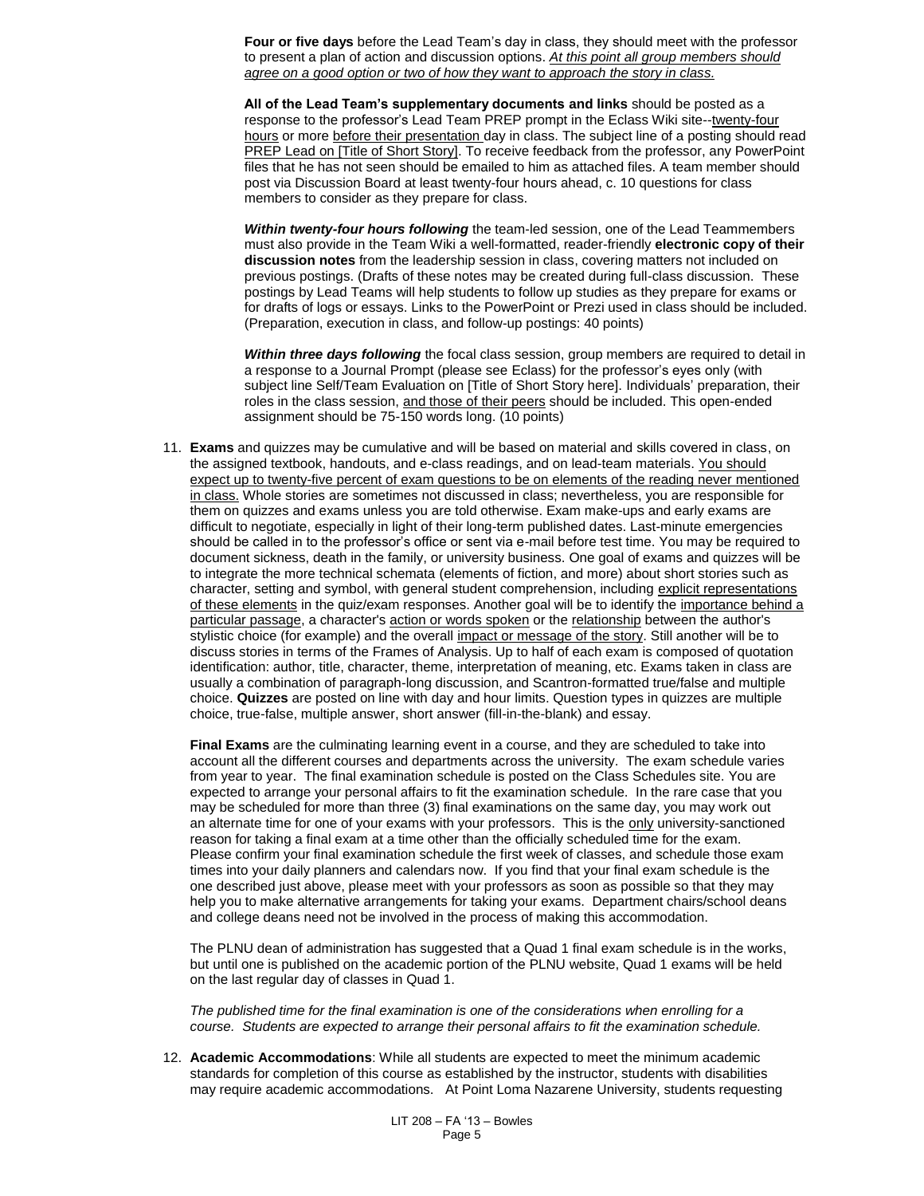**Four or five days** before the Lead Team's day in class, they should meet with the professor to present a plan of action and discussion options. *At this point all group members should agree on a good option or two of how they want to approach the story in class.*

**All of the Lead Team's supplementary documents and links** should be posted as a response to the professor's Lead Team PREP prompt in the Eclass Wiki site--twenty-four hours or more before their presentation day in class. The subject line of a posting should read PREP Lead on [Title of Short Story]. To receive feedback from the professor, any PowerPoint files that he has not seen should be emailed to him as attached files. A team member should post via Discussion Board at least twenty-four hours ahead, c. 10 questions for class members to consider as they prepare for class.

***Within twenty-four hours following*** the team-led session, one of the Lead Teammembers must also provide in the Team Wiki a well-formatted, reader-friendly **electronic copy of their discussion notes** from the leadership session in class, covering matters not included on previous postings. (Drafts of these notes may be created during full-class discussion. These postings by Lead Teams will help students to follow up studies as they prepare for exams or for drafts of logs or essays. Links to the PowerPoint or Prezi used in class should be included. (Preparation, execution in class, and follow-up postings: 40 points)

***Within three days following*** the focal class session, group members are required to detail in a response to a Journal Prompt (please see Eclass) for the professor's eyes only (with subject line Self/Team Evaluation on [Title of Short Story here]. Individuals' preparation, their roles in the class session, and those of their peers should be included. This open-ended assignment should be 75-150 words long. (10 points)

11. **Exams** and quizzes may be cumulative and will be based on material and skills covered in class, on the assigned textbook, handouts, and e-class readings, and on lead-team materials. You should expect up to twenty-five percent of exam questions to be on elements of the reading never mentioned in class. Whole stories are sometimes not discussed in class; nevertheless, you are responsible for them on quizzes and exams unless you are told otherwise. Exam make-ups and early exams are difficult to negotiate, especially in light of their long-term published dates. Last-minute emergencies should be called in to the professor's office or sent via e-mail before test time. You may be required to document sickness, death in the family, or university business. One goal of exams and quizzes will be to integrate the more technical schemata (elements of fiction, and more) about short stories such as character, setting and symbol, with general student comprehension, including explicit representations of these elements in the quiz/exam responses. Another goal will be to identify the importance behind a particular passage, a character's action or words spoken or the relationship between the author's stylistic choice (for example) and the overall impact or message of the story. Still another will be to discuss stories in terms of the Frames of Analysis. Up to half of each exam is composed of quotation identification: author, title, character, theme, interpretation of meaning, etc. Exams taken in class are usually a combination of paragraph-long discussion, and Scantron-formatted true/false and multiple choice. **Quizzes** are posted on line with day and hour limits. Question types in quizzes are multiple choice, true-false, multiple answer, short answer (fill-in-the-blank) and essay.

    **Final Exams** are the culminating learning event in a course, and they are scheduled to take into account all the different courses and departments across the university. The exam schedule varies from year to year. The final examination schedule is posted on the Class Schedules site. You are expected to arrange your personal affairs to fit the examination schedule. In the rare case that you may be scheduled for more than three (3) final examinations on the same day, you may work out an alternate time for one of your exams with your professors. This is the only university-sanctioned reason for taking a final exam at a time other than the officially scheduled time for the exam. Please confirm your final examination schedule the first week of classes, and schedule those exam times into your daily planners and calendars now. If you find that your final exam schedule is the one described just above, please meet with your professors as soon as possible so that they may help you to make alternative arrangements for taking your exams. Department chairs/school deans and college deans need not be involved in the process of making this accommodation.

    The PLNU dean of administration has suggested that a Quad 1 final exam schedule is in the works, but until one is published on the academic portion of the PLNU website, Quad 1 exams will be held on the last regular day of classes in Quad 1.

    *The published time for the final examination is one of the considerations when enrolling for a course. Students are expected to arrange their personal affairs to fit the examination schedule.*

12. **Academic Accommodations**: While all students are expected to meet the minimum academic standards for completion of this course as established by the instructor, students with disabilities may require academic accommodations. At Point Loma Nazarene University, students requesting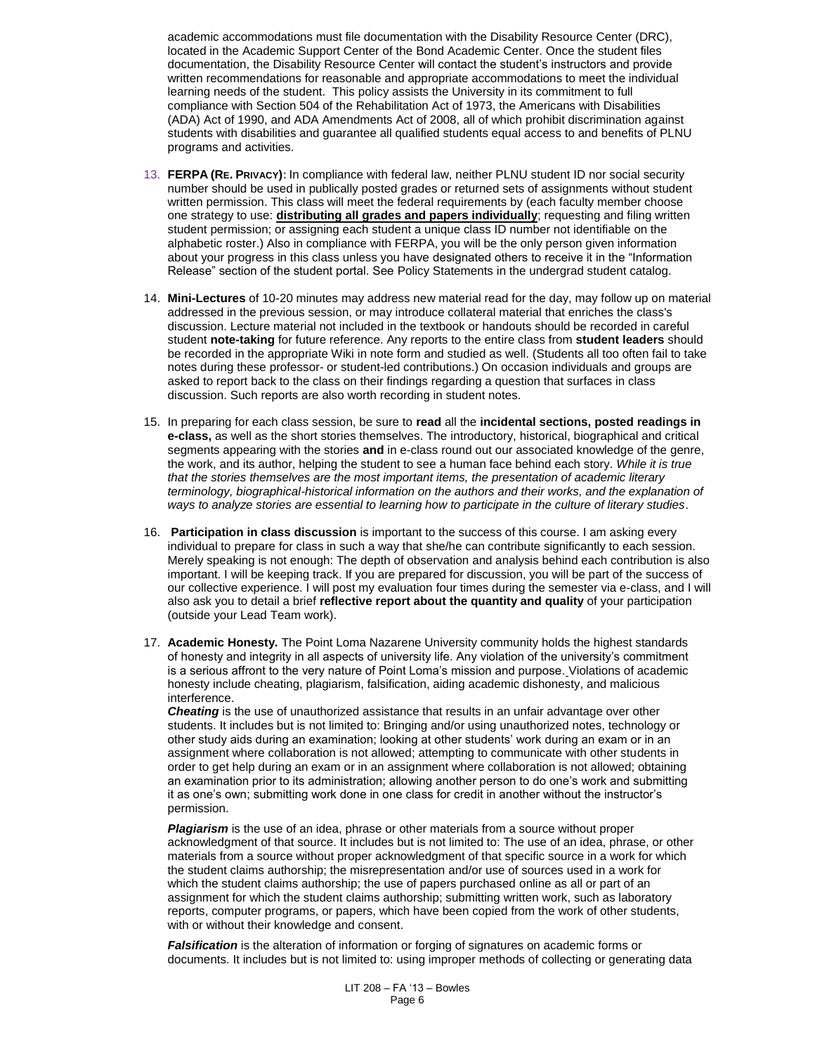academic accommodations must file documentation with the Disability Resource Center (DRC), located in the Academic Support Center of the Bond Academic Center. Once the student files documentation, the Disability Resource Center will contact the student's instructors and provide written recommendations for reasonable and appropriate accommodations to meet the individual learning needs of the student. This policy assists the University in its commitment to full compliance with Section 504 of the Rehabilitation Act of 1973, the Americans with Disabilities (ADA) Act of 1990, and ADA Amendments Act of 2008, all of which prohibit discrimination against students with disabilities and guarantee all qualified students equal access to and benefits of PLNU programs and activities.

13. **FERPA (Re. Privacy):** In compliance with federal law, neither PLNU student ID nor social security number should be used in publically posted grades or returned sets of assignments without student written permission. This class will meet the federal requirements by (each faculty member choose one strategy to use: **distributing all grades and papers individually**; requesting and filing written student permission; or assigning each student a unique class ID number not identifiable on the alphabetic roster.) Also in compliance with FERPA, you will be the only person given information about your progress in this class unless you have designated others to receive it in the "Information Release" section of the student portal. See Policy Statements in the undergrad student catalog.

14. **Mini-Lectures** of 10-20 minutes may address new material read for the day, may follow up on material addressed in the previous session, or may introduce collateral material that enriches the class's discussion. Lecture material not included in the textbook or handouts should be recorded in careful student **note-taking** for future reference. Any reports to the entire class from **student leaders** should be recorded in the appropriate Wiki in note form and studied as well. (Students all too often fail to take notes during these professor- or student-led contributions.) On occasion individuals and groups are asked to report back to the class on their findings regarding a question that surfaces in class discussion. Such reports are also worth recording in student notes.

15. In preparing for each class session, be sure to **read** all the **incidental sections, posted readings in e-class,** as well as the short stories themselves. The introductory, historical, biographical and critical segments appearing with the stories **and** in e-class round out our associated knowledge of the genre, the work, and its author, helping the student to see a human face behind each story. *While it is true that the stories themselves are the most important items, the presentation of academic literary terminology, biographical-historical information on the authors and their works, and the explanation of ways to analyze stories are essential to learning how to participate in the culture of literary studies*.

16. **Participation in class discussion** is important to the success of this course. I am asking every individual to prepare for class in such a way that she/he can contribute significantly to each session. Merely speaking is not enough: The depth of observation and analysis behind each contribution is also important. I will be keeping track. If you are prepared for discussion, you will be part of the success of our collective experience. I will post my evaluation four times during the semester via e-class, and I will also ask you to detail a brief **reflective report about the quantity and quality** of your participation (outside your Lead Team work).

17. **Academic Honesty.** The Point Loma Nazarene University community holds the highest standards of honesty and integrity in all aspects of university life. Any violation of the university's commitment is a serious affront to the very nature of Point Loma's mission and purpose. Violations of academic honesty include cheating, plagiarism, falsification, aiding academic dishonesty, and malicious interference.

    ***Cheating*** is the use of unauthorized assistance that results in an unfair advantage over other students. It includes but is not limited to: Bringing and/or using unauthorized notes, technology or other study aids during an examination; looking at other students' work during an exam or in an assignment where collaboration is not allowed; attempting to communicate with other students in order to get help during an exam or in an assignment where collaboration is not allowed; obtaining an examination prior to its administration; allowing another person to do one's work and submitting it as one's own; submitting work done in one class for credit in another without the instructor's permission.

    ***Plagiarism*** is the use of an idea, phrase or other materials from a source without proper acknowledgment of that source. It includes but is not limited to: The use of an idea, phrase, or other materials from a source without proper acknowledgment of that specific source in a work for which the student claims authorship; the misrepresentation and/or use of sources used in a work for which the student claims authorship; the use of papers purchased online as all or part of an assignment for which the student claims authorship; submitting written work, such as laboratory reports, computer programs, or papers, which have been copied from the work of other students, with or without their knowledge and consent.

    ***Falsification*** is the alteration of information or forging of signatures on academic forms or documents. It includes but is not limited to: using improper methods of collecting or generating data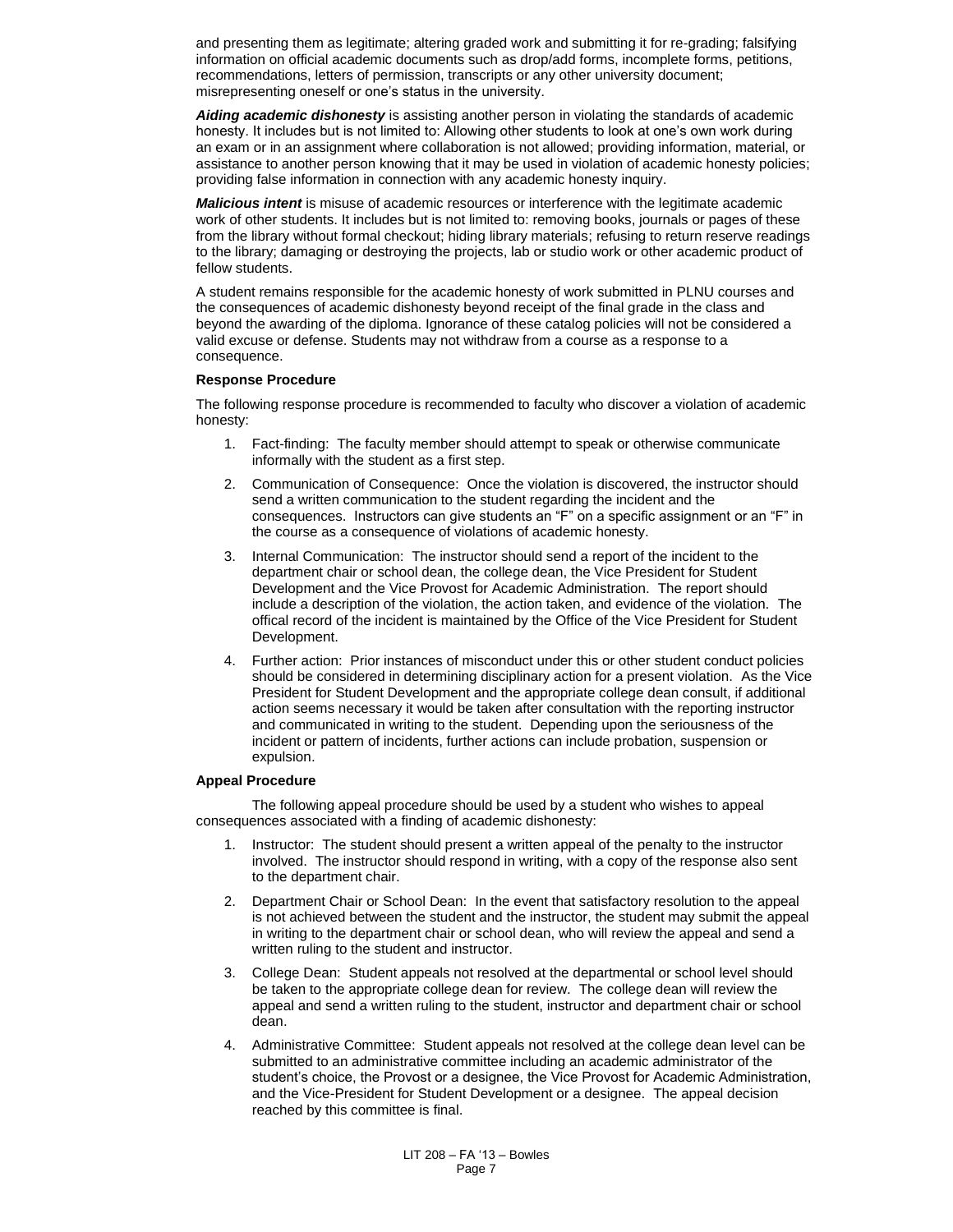and presenting them as legitimate; altering graded work and submitting it for re-grading; falsifying information on official academic documents such as drop/add forms, incomplete forms, petitions, recommendations, letters of permission, transcripts or any other university document; misrepresenting oneself or one's status in the university.

***Aiding academic dishonesty*** is assisting another person in violating the standards of academic honesty. It includes but is not limited to: Allowing other students to look at one's own work during an exam or in an assignment where collaboration is not allowed; providing information, material, or assistance to another person knowing that it may be used in violation of academic honesty policies; providing false information in connection with any academic honesty inquiry.

***Malicious intent*** is misuse of academic resources or interference with the legitimate academic work of other students. It includes but is not limited to: removing books, journals or pages of these from the library without formal checkout; hiding library materials; refusing to return reserve readings to the library; damaging or destroying the projects, lab or studio work or other academic product of fellow students.

A student remains responsible for the academic honesty of work submitted in PLNU courses and the consequences of academic dishonesty beyond receipt of the final grade in the class and beyond the awarding of the diploma. Ignorance of these catalog policies will not be considered a valid excuse or defense. Students may not withdraw from a course as a response to a consequence.

**Response Procedure**

The following response procedure is recommended to faculty who discover a violation of academic honesty:

1. Fact-finding: The faculty member should attempt to speak or otherwise communicate informally with the student as a first step.
2. Communication of Consequence: Once the violation is discovered, the instructor should send a written communication to the student regarding the incident and the consequences. Instructors can give students an "F" on a specific assignment or an "F" in the course as a consequence of violations of academic honesty.
3. Internal Communication: The instructor should send a report of the incident to the department chair or school dean, the college dean, the Vice President for Student Development and the Vice Provost for Academic Administration. The report should include a description of the violation, the action taken, and evidence of the violation. The offical record of the incident is maintained by the Office of the Vice President for Student Development.
4. Further action: Prior instances of misconduct under this or other student conduct policies should be considered in determining disciplinary action for a present violation. As the Vice President for Student Development and the appropriate college dean consult, if additional action seems necessary it would be taken after consultation with the reporting instructor and communicated in writing to the student. Depending upon the seriousness of the incident or pattern of incidents, further actions can include probation, suspension or expulsion.

**Appeal Procedure**

The following appeal procedure should be used by a student who wishes to appeal consequences associated with a finding of academic dishonesty:

1. Instructor: The student should present a written appeal of the penalty to the instructor involved. The instructor should respond in writing, with a copy of the response also sent to the department chair.
2. Department Chair or School Dean: In the event that satisfactory resolution to the appeal is not achieved between the student and the instructor, the student may submit the appeal in writing to the department chair or school dean, who will review the appeal and send a written ruling to the student and instructor.
3. College Dean: Student appeals not resolved at the departmental or school level should be taken to the appropriate college dean for review. The college dean will review the appeal and send a written ruling to the student, instructor and department chair or school dean.
4. Administrative Committee: Student appeals not resolved at the college dean level can be submitted to an administrative committee including an academic administrator of the student's choice, the Provost or a designee, the Vice Provost for Academic Administration, and the Vice-President for Student Development or a designee. The appeal decision reached by this committee is final.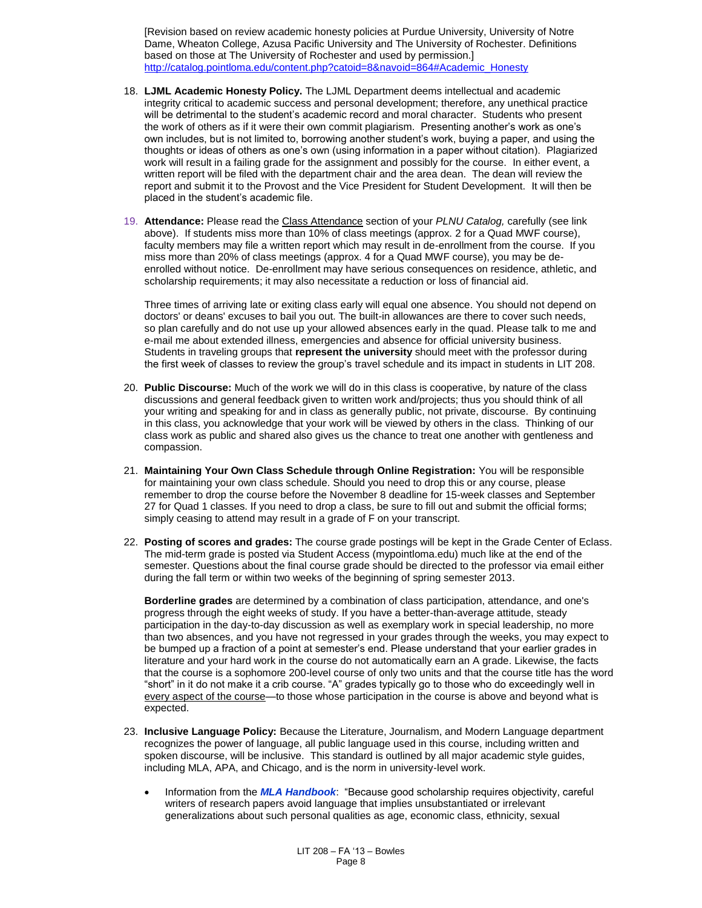[Revision based on review academic honesty policies at Purdue University, University of Notre Dame, Wheaton College, Azusa Pacific University and The University of Rochester. Definitions based on those at The University of Rochester and used by permission.] http://catalog.pointloma.edu/content.php?catoid=8&navoid=864#Academic_Honesty

18. **LJML Academic Honesty Policy.** The LJML Department deems intellectual and academic integrity critical to academic success and personal development; therefore, any unethical practice will be detrimental to the student's academic record and moral character. Students who present the work of others as if it were their own commit plagiarism. Presenting another's work as one's own includes, but is not limited to, borrowing another student's work, buying a paper, and using the thoughts or ideas of others as one's own (using information in a paper without citation). Plagiarized work will result in a failing grade for the assignment and possibly for the course. In either event, a written report will be filed with the department chair and the area dean. The dean will review the report and submit it to the Provost and the Vice President for Student Development. It will then be placed in the student's academic file.

19. **Attendance:** Please read the Class Attendance section of your *PLNU Catalog,* carefully (see link above). If students miss more than 10% of class meetings (approx. 2 for a Quad MWF course), faculty members may file a written report which may result in de-enrollment from the course. If you miss more than 20% of class meetings (approx. 4 for a Quad MWF course), you may be de-enrolled without notice. De-enrollment may have serious consequences on residence, athletic, and scholarship requirements; it may also necessitate a reduction or loss of financial aid.

    Three times of arriving late or exiting class early will equal one absence. You should not depend on doctors' or deans' excuses to bail you out. The built-in allowances are there to cover such needs, so plan carefully and do not use up your allowed absences early in the quad. Please talk to me and e-mail me about extended illness, emergencies and absence for official university business. Students in traveling groups that **represent the university** should meet with the professor during the first week of classes to review the group's travel schedule and its impact in students in LIT 208.

20. **Public Discourse:** Much of the work we will do in this class is cooperative, by nature of the class discussions and general feedback given to written work and/projects; thus you should think of all your writing and speaking for and in class as generally public, not private, discourse. By continuing in this class, you acknowledge that your work will be viewed by others in the class. Thinking of our class work as public and shared also gives us the chance to treat one another with gentleness and compassion.

21. **Maintaining Your Own Class Schedule through Online Registration:** You will be responsible for maintaining your own class schedule. Should you need to drop this or any course, please remember to drop the course before the November 8 deadline for 15-week classes and September 27 for Quad 1 classes. If you need to drop a class, be sure to fill out and submit the official forms; simply ceasing to attend may result in a grade of F on your transcript.

22. **Posting of scores and grades:** The course grade postings will be kept in the Grade Center of Eclass. The mid-term grade is posted via Student Access (mypointloma.edu) much like at the end of the semester. Questions about the final course grade should be directed to the professor via email either during the fall term or within two weeks of the beginning of spring semester 2013.

    **Borderline grades** are determined by a combination of class participation, attendance, and one's progress through the eight weeks of study. If you have a better-than-average attitude, steady participation in the day-to-day discussion as well as exemplary work in special leadership, no more than two absences, and you have not regressed in your grades through the weeks, you may expect to be bumped up a fraction of a point at semester's end. Please understand that your earlier grades in literature and your hard work in the course do not automatically earn an A grade. Likewise, the facts that the course is a sophomore 200-level course of only two units and that the course title has the word "short" in it do not make it a crib course. "A" grades typically go to those who do exceedingly well in every aspect of the course—to those whose participation in the course is above and beyond what is expected.

23. **Inclusive Language Policy:** Because the Literature, Journalism, and Modern Language department recognizes the power of language, all public language used in this course, including written and spoken discourse, will be inclusive. This standard is outlined by all major academic style guides, including MLA, APA, and Chicago, and is the norm in university-level work.

    - Information from the ***MLA Handbook***: "Because good scholarship requires objectivity, careful writers of research papers avoid language that implies unsubstantiated or irrelevant generalizations about such personal qualities as age, economic class, ethnicity, sexual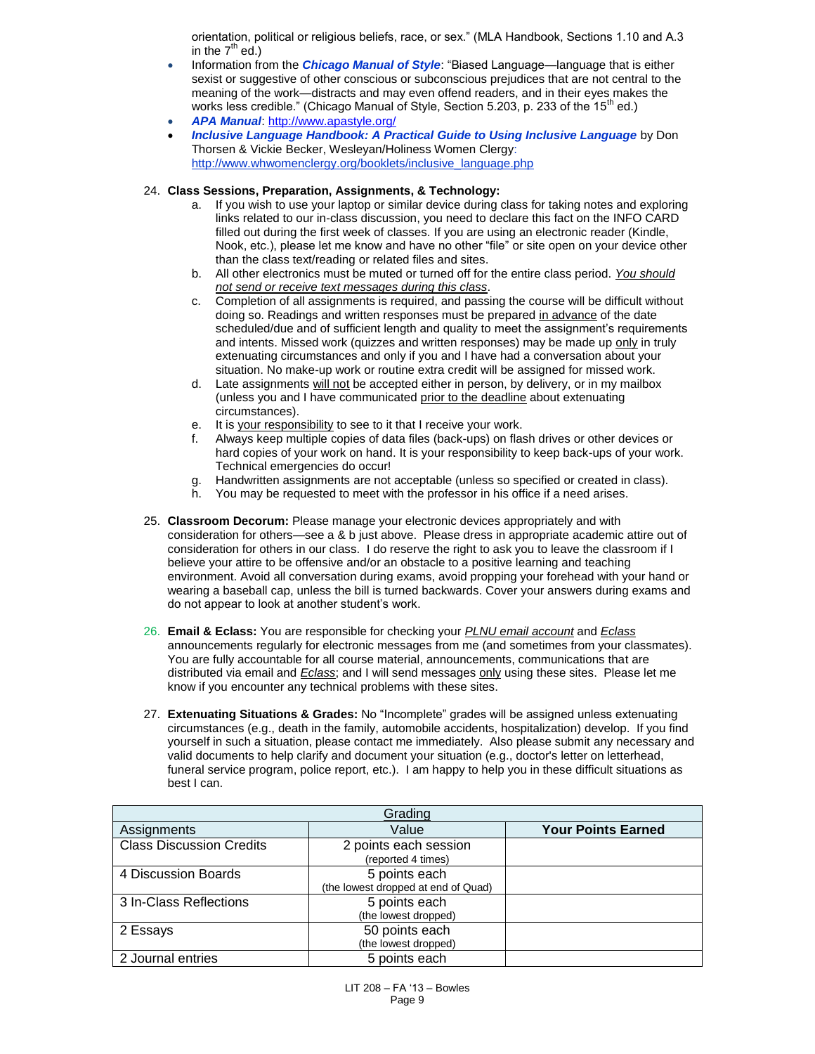orientation, political or religious beliefs, race, or sex." (MLA Handbook, Sections 1.10 and A.3 in the 7th ed.)

- Information from the ***Chicago Manual of Style***: "Biased Language—language that is either sexist or suggestive of other conscious or subconscious prejudices that are not central to the meaning of the work—distracts and may even offend readers, and in their eyes makes the works less credible." (Chicago Manual of Style, Section 5.203, p. 233 of the 15th ed.)
- ***APA Manual***: http://www.apastyle.org/
- ***Inclusive Language Handbook: A Practical Guide to Using Inclusive Language*** by Don Thorsen & Vickie Becker, Wesleyan/Holiness Women Clergy: http://www.whwomenclergy.org/booklets/inclusive_language.php

24. **Class Sessions, Preparation, Assignments, & Technology:**
    a. If you wish to use your laptop or similar device during class for taking notes and exploring links related to our in-class discussion, you need to declare this fact on the INFO CARD filled out during the first week of classes. If you are using an electronic reader (Kindle, Nook, etc.), please let me know and have no other "file" or site open on your device other than the class text/reading or related files and sites.
    b. All other electronics must be muted or turned off for the entire class period. *You should not send or receive text messages during this class*.
    c. Completion of all assignments is required, and passing the course will be difficult without doing so. Readings and written responses must be prepared in advance of the date scheduled/due and of sufficient length and quality to meet the assignment's requirements and intents. Missed work (quizzes and written responses) may be made up only in truly extenuating circumstances and only if you and I have had a conversation about your situation. No make-up work or routine extra credit will be assigned for missed work.
    d. Late assignments will not be accepted either in person, by delivery, or in my mailbox (unless you and I have communicated prior to the deadline about extenuating circumstances).
    e. It is your responsibility to see to it that I receive your work.
    f. Always keep multiple copies of data files (back-ups) on flash drives or other devices or hard copies of your work on hand. It is your responsibility to keep back-ups of your work. Technical emergencies do occur!
    g. Handwritten assignments are not acceptable (unless so specified or created in class).
    h. You may be requested to meet with the professor in his office if a need arises.

25. **Classroom Decorum:** Please manage your electronic devices appropriately and with consideration for others—see a & b just above. Please dress in appropriate academic attire out of consideration for others in our class. I do reserve the right to ask you to leave the classroom if I believe your attire to be offensive and/or an obstacle to a positive learning and teaching environment. Avoid all conversation during exams, avoid propping your forehead with your hand or wearing a baseball cap, unless the bill is turned backwards. Cover your answers during exams and do not appear to look at another student's work.

26. **Email & Eclass:** You are responsible for checking your *PLNU email account* and *Eclass* announcements regularly for electronic messages from me (and sometimes from your classmates). You are fully accountable for all course material, announcements, communications that are distributed via email and *Eclass*; and I will send messages only using these sites. Please let me know if you encounter any technical problems with these sites.

27. **Extenuating Situations & Grades:** No "Incomplete" grades will be assigned unless extenuating circumstances (e.g., death in the family, automobile accidents, hospitalization) develop. If you find yourself in such a situation, please contact me immediately. Also please submit any necessary and valid documents to help clarify and document your situation (e.g., doctor's letter on letterhead, funeral service program, police report, etc.). I am happy to help you in these difficult situations as best I can.

| Grading | | |
|---|---|---|
| Assignments | Value | **Your Points Earned** |
| Class Discussion Credits | 2 points each session (reported 4 times) | |
| 4 Discussion Boards | 5 points each (the lowest dropped at end of Quad) | |
| 3 In-Class Reflections | 5 points each (the lowest dropped) | |
| 2 Essays | 50 points each (the lowest dropped) | |
| 2 Journal entries | 5 points each | |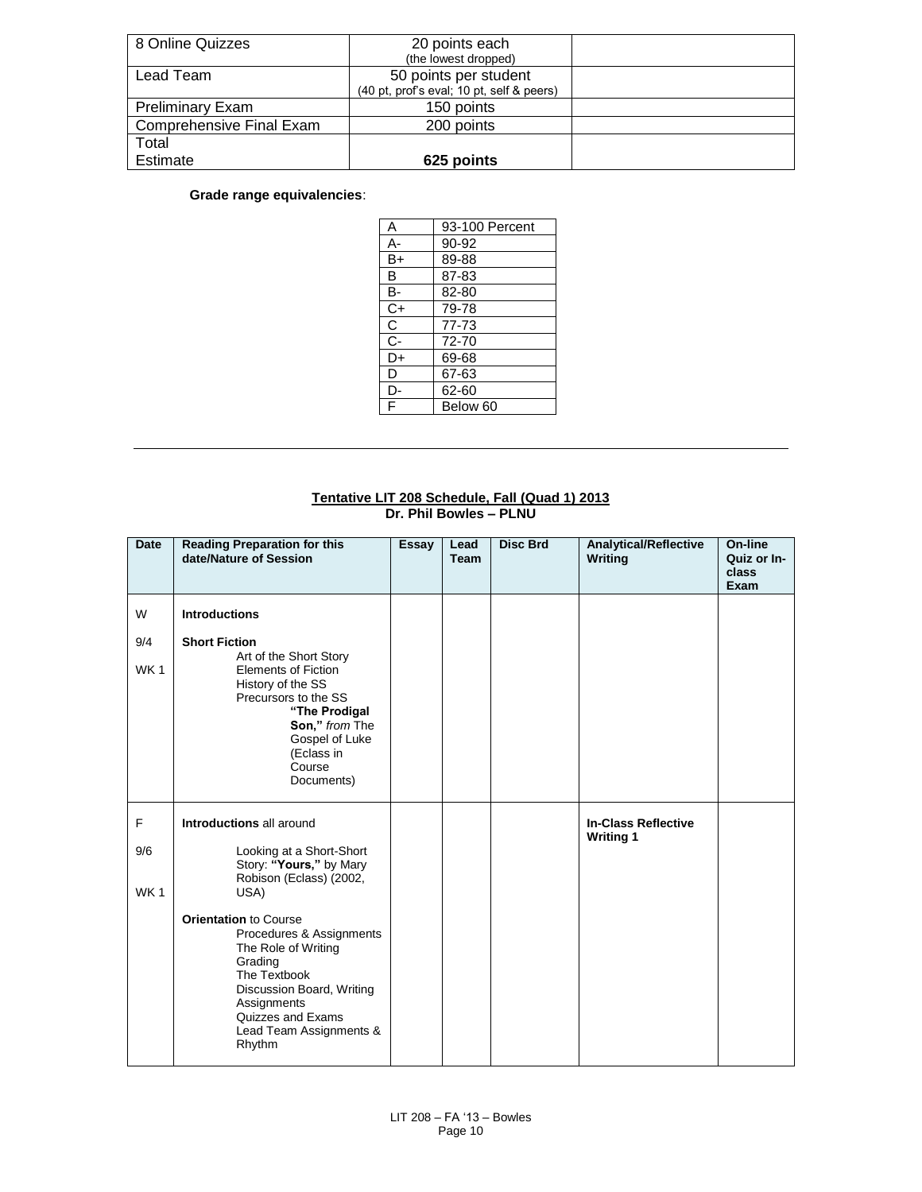| 8 Online Quizzes | 20 points each (the lowest dropped) | |
|---|---|---|
| Lead Team | 50 points per student (40 pt, prof's eval; 10 pt, self & peers) | |
| Preliminary Exam | 150 points | |
| Comprehensive Final Exam | 200 points | |
| Total Estimate | **625 points** | |

**Grade range equivalencies**:

| A | 93-100 Percent |
|---|---|
| A- | 90-92 |
| B+ | 89-88 |
| B | 87-83 |
| B- | 82-80 |
| C+ | 79-78 |
| C | 77-73 |
| C- | 72-70 |
| D+ | 69-68 |
| D | 67-63 |
| D- | 62-60 |
| F | Below 60 |

---

**Tentative LIT 208 Schedule, Fall (Quad 1) 2013**
**Dr. Phil Bowles – PLNU**

| Date | Reading Preparation for this date/Nature of Session | Essay | Lead Team | Disc Brd | Analytical/Reflective Writing | On-line Quiz or In-class Exam |
|---|---|---|---|---|---|---|
| W<br>9/4<br>WK 1 | **Introductions**<br>**Short Fiction**<br>Art of the Short Story<br>Elements of Fiction<br>History of the SS<br>Precursors to the SS<br>**"The Prodigal Son,"** *from* The Gospel of Luke (Eclass in Course Documents) | | | | | |
| F<br>9/6<br>WK 1 | **Introductions** all around<br>Looking at a Short-Short Story: **"Yours,"** by Mary Robison (Eclass) (2002, USA)<br>**Orientation** to Course<br>Procedures & Assignments<br>The Role of Writing<br>Grading<br>The Textbook<br>Discussion Board, Writing Assignments<br>Quizzes and Exams<br>Lead Team Assignments & Rhythm | | | | **In-Class Reflective Writing 1** | |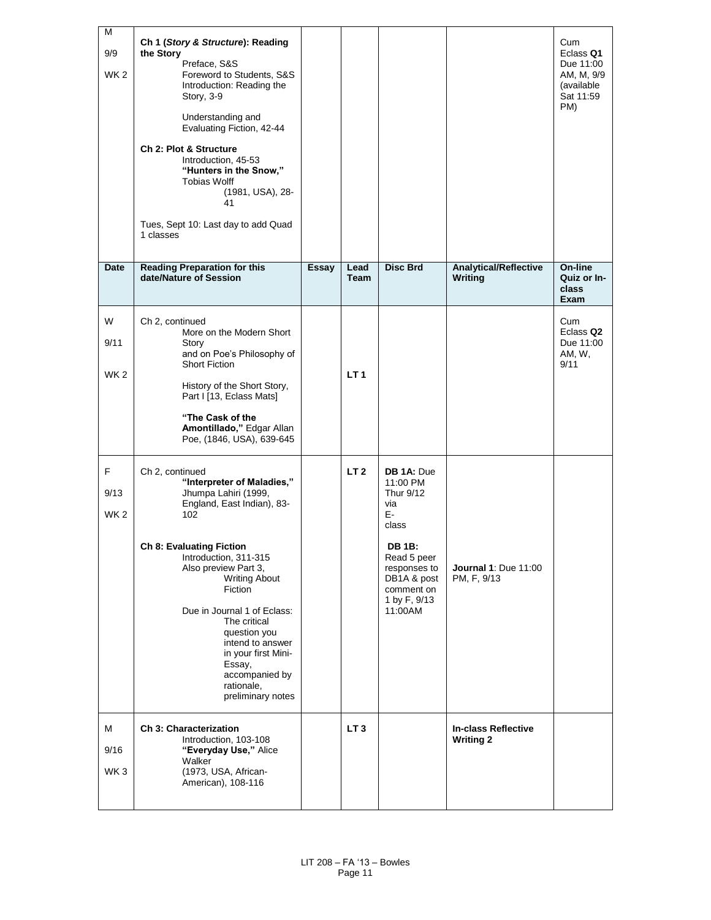| Date | Reading Preparation for this date/Nature of Session | Essay | Lead Team | Disc Brd | Analytical/Reflective Writing | On-line Quiz or In-class Exam |
|---|---|---|---|---|---|---|
| M 9/9 WK 2 | **Ch 1 (*Story & Structure*): Reading the Story** Preface, S&S Foreword to Students, S&S Introduction: Reading the Story, 3-9 Understanding and Evaluating Fiction, 42-44 **Ch 2: Plot & Structure** Introduction, 45-53 **"Hunters in the Snow,"** Tobias Wolff (1981, USA), 28-41 Tues, Sept 10: Last day to add Quad 1 classes | | | | | Cum Eclass **Q1** Due 11:00 AM, M, 9/9 (available Sat 11:59 PM) |
| W 9/11 WK 2 | Ch 2, continued More on the Modern Short Story and on Poe's Philosophy of Short Fiction History of the Short Story, Part I [13, Eclass Mats] **"The Cask of the Amontillado,"** Edgar Allan Poe, (1846, USA), 639-645 | | **LT 1** | | | Cum Eclass **Q2** Due 11:00 AM, W, 9/11 |
| F 9/13 WK 2 | Ch 2, continued **"Interpreter of Maladies,"** Jhumpa Lahiri (1999, England, East Indian), 83-102 **Ch 8: Evaluating Fiction** Introduction, 311-315 Also preview Part 3, Writing About Fiction Due in Journal 1 of Eclass: The critical question you intend to answer in your first Mini-Essay, accompanied by rationale, preliminary notes | | **LT 2** | **DB 1A:** Due 11:00 PM Thur 9/12 via E-class **DB 1B:** Read 5 peer responses to DB1A & post comment on 1 by F, 9/13 11:00AM | **Journal 1**: Due 11:00 PM, F, 9/13 | |
| M 9/16 WK 3 | **Ch 3: Characterization** Introduction, 103-108 **"Everyday Use,"** Alice Walker (1973, USA, African-American), 108-116 | | **LT 3** | | **In-class Reflective Writing 2** | |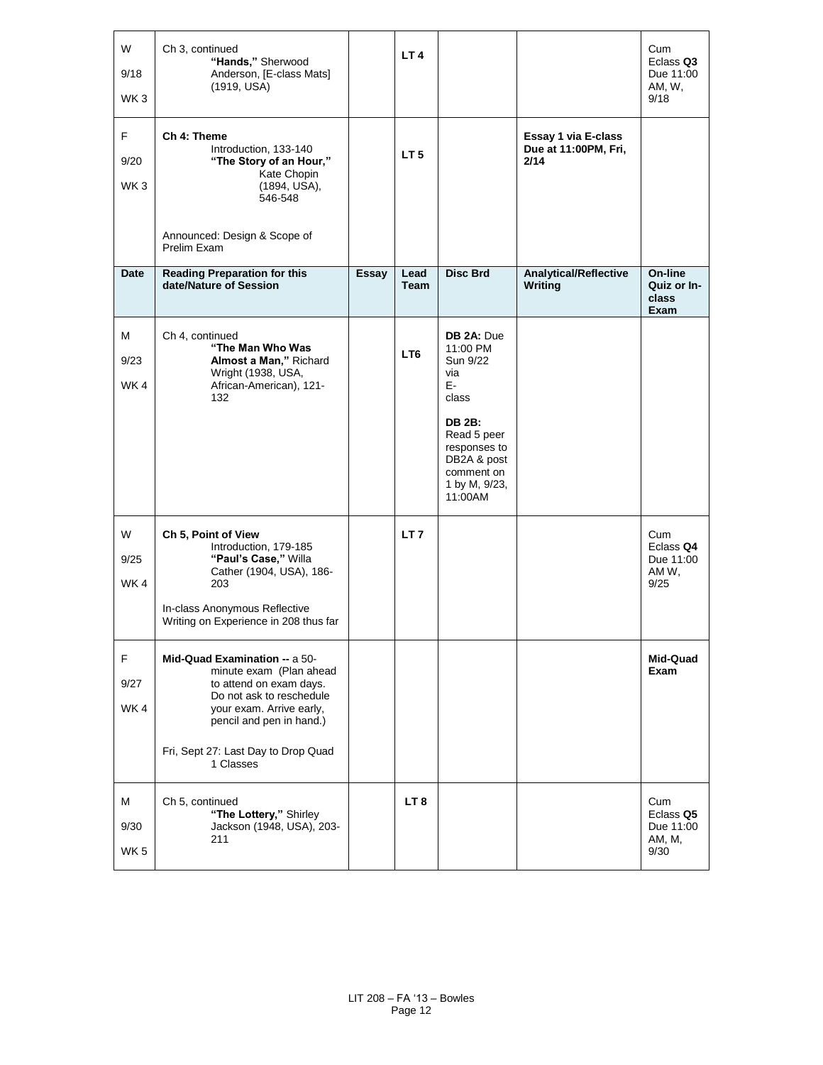| W<br>9/18<br>WK 3 | Ch 3, continued<br>**"Hands,"** Sherwood Anderson, [E-class Mats] (1919, USA) | | **LT 4** | | | Cum Eclass **Q3** Due 11:00 AM, W, 9/18 |
|---|---|---|---|---|---|---|
| F<br>9/20<br>WK 3 | **Ch 4: Theme**<br>Introduction, 133-140<br>**"The Story of an Hour,"** Kate Chopin (1894, USA), 546-548<br><br>Announced: Design & Scope of Prelim Exam | | **LT 5** | | **Essay 1 via E-class Due at 11:00PM, Fri, 2/14** | |
| **Date** | **Reading Preparation for this date/Nature of Session** | **Essay** | **Lead Team** | **Disc Brd** | **Analytical/Reflective Writing** | **On-line Quiz or In-class Exam** |
| M<br>9/23<br>WK 4 | Ch 4, continued<br>**"The Man Who Was Almost a Man,"** Richard Wright (1938, USA, African-American), 121-132 | | **LT6** | **DB 2A:** Due 11:00 PM Sun 9/22 via E-class<br><br>**DB 2B:** Read 5 peer responses to DB2A & post comment on 1 by M, 9/23, 11:00AM | | |
| W<br>9/25<br>WK 4 | **Ch 5, Point of View**<br>Introduction, 179-185<br>**"Paul's Case,"** Willa Cather (1904, USA), 186-203<br><br>In-class Anonymous Reflective Writing on Experience in 208 thus far | | **LT 7** | | | Cum Eclass **Q4** Due 11:00 AM W, 9/25 |
| F<br>9/27<br>WK 4 | **Mid-Quad Examination --** a 50-minute exam (Plan ahead to attend on exam days. Do not ask to reschedule your exam. Arrive early, pencil and pen in hand.)<br><br>Fri, Sept 27: Last Day to Drop Quad 1 Classes | | | | | **Mid-Quad Exam** |
| M<br>9/30<br>WK 5 | Ch 5, continued<br>**"The Lottery,"** Shirley Jackson (1948, USA), 203-211 | | **LT 8** | | | Cum Eclass **Q5** Due 11:00 AM, M, 9/30 |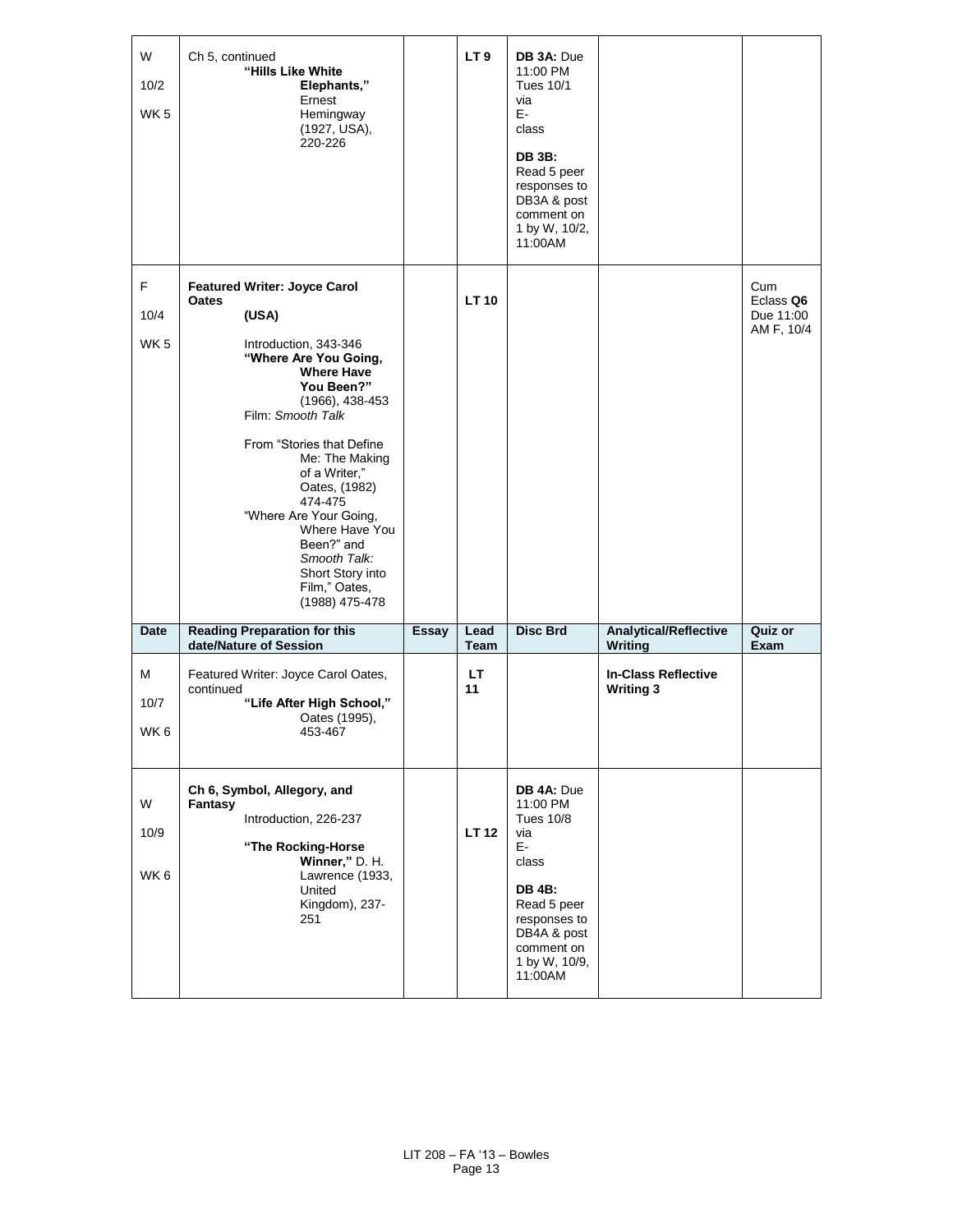| W 10/2 WK 5 | Ch 5, continued **"Hills Like White Elephants,"** Ernest Hemingway (1927, USA), 220-226 | | **LT 9** | **DB 3A:** Due 11:00 PM Tues 10/1 via E-class<br><br>**DB 3B:** Read 5 peer responses to DB3A & post comment on 1 by W, 10/2, 11:00AM | | |
|---|---|---|---|---|---|---|
| F 10/4 WK 5 | **Featured Writer: Joyce Carol Oates (USA)**<br><br>Introduction, 343-346 **"Where Are You Going, Where Have You Been?"** (1966), 438-453 Film: *Smooth Talk*<br><br>From "Stories that Define Me: The Making of a Writer," Oates, (1982) 474-475 "Where Are Your Going, Where Have You Been?" and *Smooth Talk:* Short Story into Film," Oates, (1988) 475-478 | | **LT 10** | | | Cum Eclass **Q6** Due 11:00 AM F, 10/4 |
| **Date** | **Reading Preparation for this date/Nature of Session** | **Essay** | **Lead Team** | **Disc Brd** | **Analytical/Reflective Writing** | **Quiz or Exam** |
| M 10/7 WK 6 | Featured Writer: Joyce Carol Oates, continued **"Life After High School,"** Oates (1995), 453-467 | | **LT 11** | | **In-Class Reflective Writing 3** | |
| W 10/9 WK 6 | **Ch 6, Symbol, Allegory, and Fantasy** Introduction, 226-237<br><br>**"The Rocking-Horse Winner,"** D. H. Lawrence (1933, United Kingdom), 237-251 | | **LT 12** | **DB 4A:** Due 11:00 PM Tues 10/8 via E-class<br><br>**DB 4B:** Read 5 peer responses to DB4A & post comment on 1 by W, 10/9, 11:00AM | | |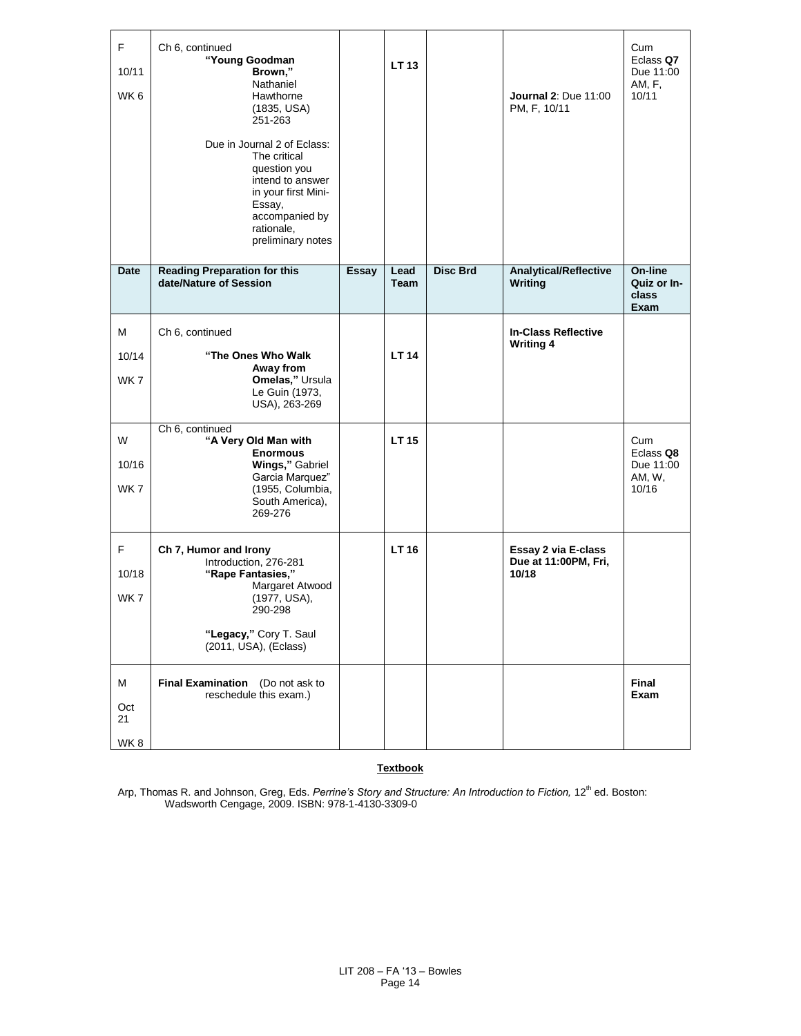| | | | | | | |
|---|---|---|---|---|---|---|
| F<br>10/11<br>WK 6 | Ch 6, continued<br>**"Young Goodman Brown,"** Nathaniel Hawthorne (1835, USA) 251-263<br><br>Due in Journal 2 of Eclass: The critical question you intend to answer in your first Mini-Essay, accompanied by rationale, preliminary notes | | **LT 13** | | **Journal 2**: Due 11:00 PM, F, 10/11 | Cum Eclass **Q7** Due 11:00 AM, F, 10/11 |
| **Date** | **Reading Preparation for this date/Nature of Session** | **Essay** | **Lead Team** | **Disc Brd** | **Analytical/Reflective Writing** | **On-line Quiz or In-class Exam** |
| M<br>10/14<br>WK 7 | Ch 6, continued<br>**"The Ones Who Walk Away from Omelas,"** Ursula Le Guin (1973, USA), 263-269 | | **LT 14** | | **In-Class Reflective Writing 4** | |
| W<br>10/16<br>WK 7 | Ch 6, continued<br>**"A Very Old Man with Enormous Wings,"** Gabriel Garcia Marquez" (1955, Columbia, South America), 269-276 | | **LT 15** | | | Cum Eclass **Q8** Due 11:00 AM, W, 10/16 |
| F<br>10/18<br>WK 7 | **Ch 7, Humor and Irony**<br>Introduction, 276-281<br>**"Rape Fantasies,"** Margaret Atwood (1977, USA), 290-298<br><br>**"Legacy,"** Cory T. Saul (2011, USA), (Eclass) | | **LT 16** | | **Essay 2 via E-class Due at 11:00PM, Fri, 10/18** | |
| M<br>Oct 21<br>WK 8 | **Final Examination** (Do not ask to reschedule this exam.) | | | | | **Final Exam** |

**Textbook**

Arp, Thomas R. and Johnson, Greg, Eds. *Perrine's Story and Structure: An Introduction to Fiction,* 12th ed. Boston: Wadsworth Cengage, 2009. ISBN: 978-1-4130-3309-0